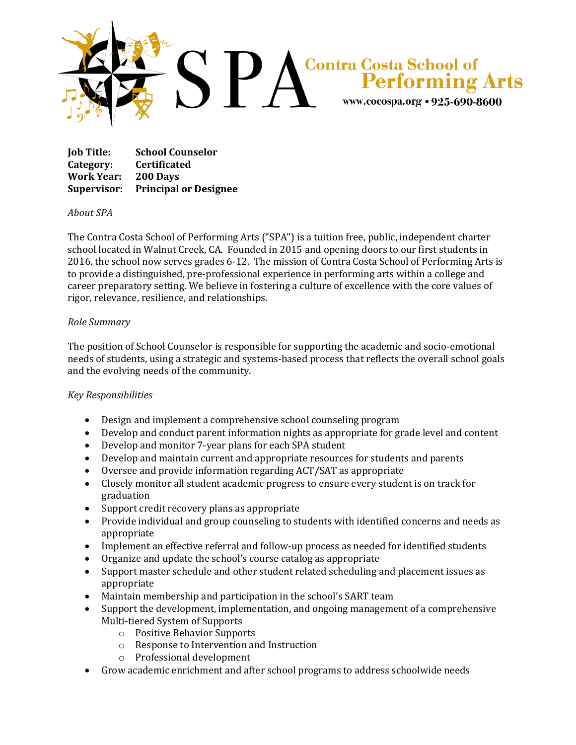# SPA Contra Costa School of Performing Arts

www.cocospa.org • 925-690-8600

**Job Title:** **School Counselor**
**Category:** **Certificated**
**Work Year:** **200 Days**
**Supervisor:** **Principal or Designee**

*About SPA*

The Contra Costa School of Performing Arts ("SPA") is a tuition free, public, independent charter school located in Walnut Creek, CA. Founded in 2015 and opening doors to our first students in 2016, the school now serves grades 6-12. The mission of Contra Costa School of Performing Arts is to provide a distinguished, pre-professional experience in performing arts within a college and career preparatory setting. We believe in fostering a culture of excellence with the core values of rigor, relevance, resilience, and relationships.

*Role Summary*

The position of School Counselor is responsible for supporting the academic and socio-emotional needs of students, using a strategic and systems-based process that reflects the overall school goals and the evolving needs of the community.

*Key Responsibilities*

- Design and implement a comprehensive school counseling program
- Develop and conduct parent information nights as appropriate for grade level and content
- Develop and monitor 7-year plans for each SPA student
- Develop and maintain current and appropriate resources for students and parents
- Oversee and provide information regarding ACT/SAT as appropriate
- Closely monitor all student academic progress to ensure every student is on track for graduation
- Support credit recovery plans as appropriate
- Provide individual and group counseling to students with identified concerns and needs as appropriate
- Implement an effective referral and follow-up process as needed for identified students
- Organize and update the school's course catalog as appropriate
- Support master schedule and other student related scheduling and placement issues as appropriate
- Maintain membership and participation in the school's SART team
- Support the development, implementation, and ongoing management of a comprehensive Multi-tiered System of Supports
  - Positive Behavior Supports
  - Response to Intervention and Instruction
  - Professional development
- Grow academic enrichment and after school programs to address schoolwide needs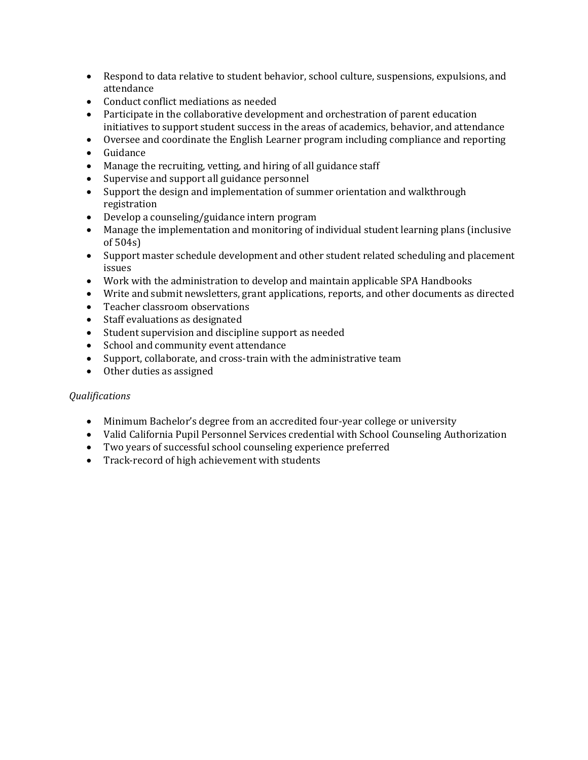- Respond to data relative to student behavior, school culture, suspensions, expulsions, and attendance
- Conduct conflict mediations as needed
- Participate in the collaborative development and orchestration of parent education initiatives to support student success in the areas of academics, behavior, and attendance
- Oversee and coordinate the English Learner program including compliance and reporting
- Guidance
- Manage the recruiting, vetting, and hiring of all guidance staff
- Supervise and support all guidance personnel
- Support the design and implementation of summer orientation and walkthrough registration
- Develop a counseling/guidance intern program
- Manage the implementation and monitoring of individual student learning plans (inclusive of 504s)
- Support master schedule development and other student related scheduling and placement issues
- Work with the administration to develop and maintain applicable SPA Handbooks
- Write and submit newsletters, grant applications, reports, and other documents as directed
- Teacher classroom observations
- Staff evaluations as designated
- Student supervision and discipline support as needed
- School and community event attendance
- Support, collaborate, and cross-train with the administrative team
- Other duties as assigned

*Qualifications*

- Minimum Bachelor's degree from an accredited four-year college or university
- Valid California Pupil Personnel Services credential with School Counseling Authorization
- Two years of successful school counseling experience preferred
- Track-record of high achievement with students